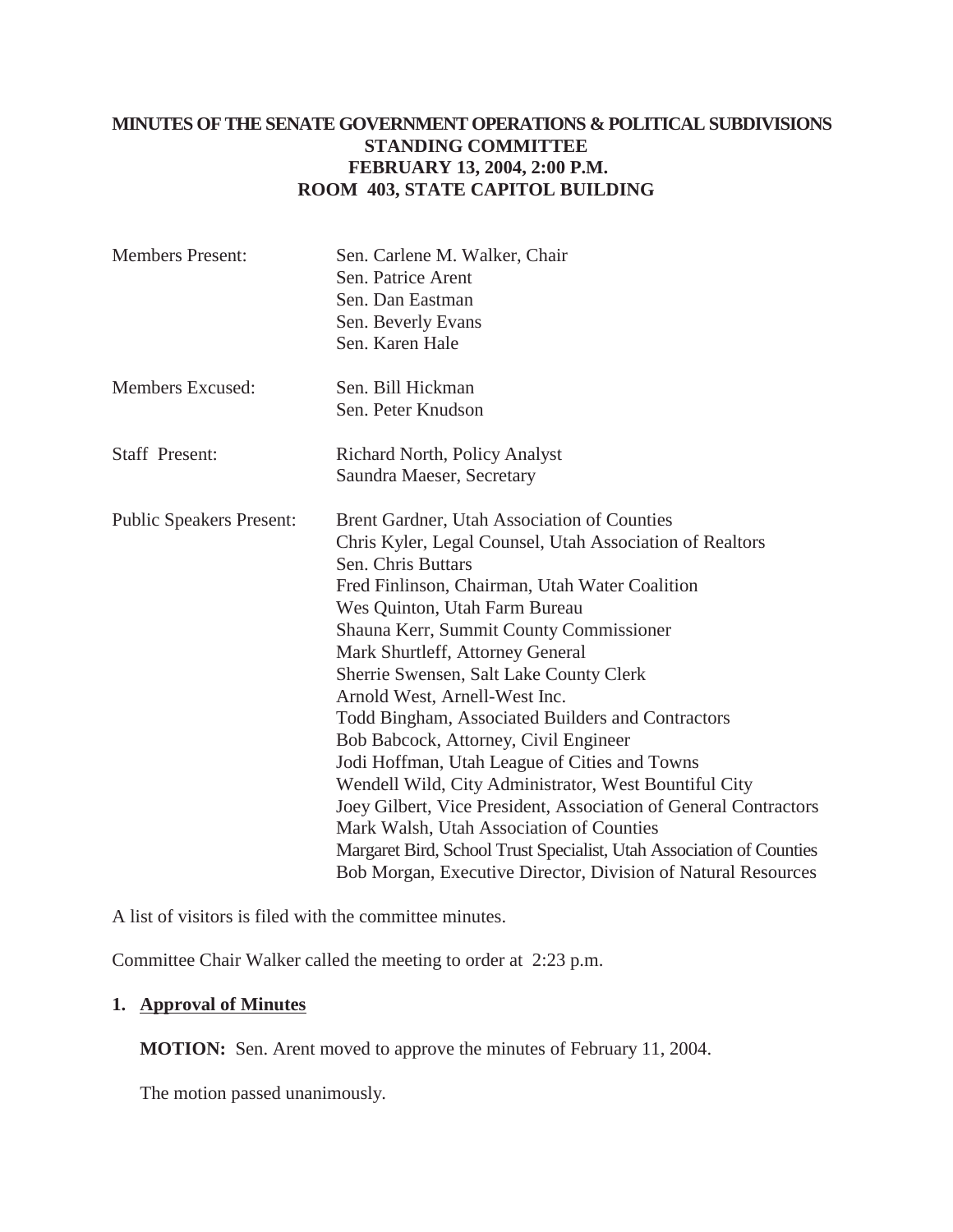# MINUTES OF THE SENATE GOVERNMENT OPERATIONS & POLITICAL SUBDIVISIONS STANDING COMMITTEE
## FEBRUARY 13, 2004, 2:00 P.M.
## ROOM 403, STATE CAPITOL BUILDING

| | |
|---|---|
| Members Present: | Sen. Carlene M. Walker, Chair<br>Sen. Patrice Arent<br>Sen. Dan Eastman<br>Sen. Beverly Evans<br>Sen. Karen Hale |
| Members Excused: | Sen. Bill Hickman<br>Sen. Peter Knudson |
| Staff Present: | Richard North, Policy Analyst<br>Saundra Maeser, Secretary |
| Public Speakers Present: | Brent Gardner, Utah Association of Counties<br>Chris Kyler, Legal Counsel, Utah Association of Realtors<br>Sen. Chris Buttars<br>Fred Finlinson, Chairman, Utah Water Coalition<br>Wes Quinton, Utah Farm Bureau<br>Shauna Kerr, Summit County Commissioner<br>Mark Shurtleff, Attorney General<br>Sherrie Swensen, Salt Lake County Clerk<br>Arnold West, Arnell-West Inc.<br>Todd Bingham, Associated Builders and Contractors<br>Bob Babcock, Attorney, Civil Engineer<br>Jodi Hoffman, Utah League of Cities and Towns<br>Wendell Wild, City Administrator, West Bountiful City<br>Joey Gilbert, Vice President, Association of General Contractors<br>Mark Walsh, Utah Association of Counties<br>Margaret Bird, School Trust Specialist, Utah Association of Counties<br>Bob Morgan, Executive Director, Division of Natural Resources |

A list of visitors is filed with the committee minutes.

Committee Chair Walker called the meeting to order at 2:23 p.m.

**1. <u>Approval of Minutes</u>**

**MOTION:** Sen. Arent moved to approve the minutes of February 11, 2004.

The motion passed unanimously.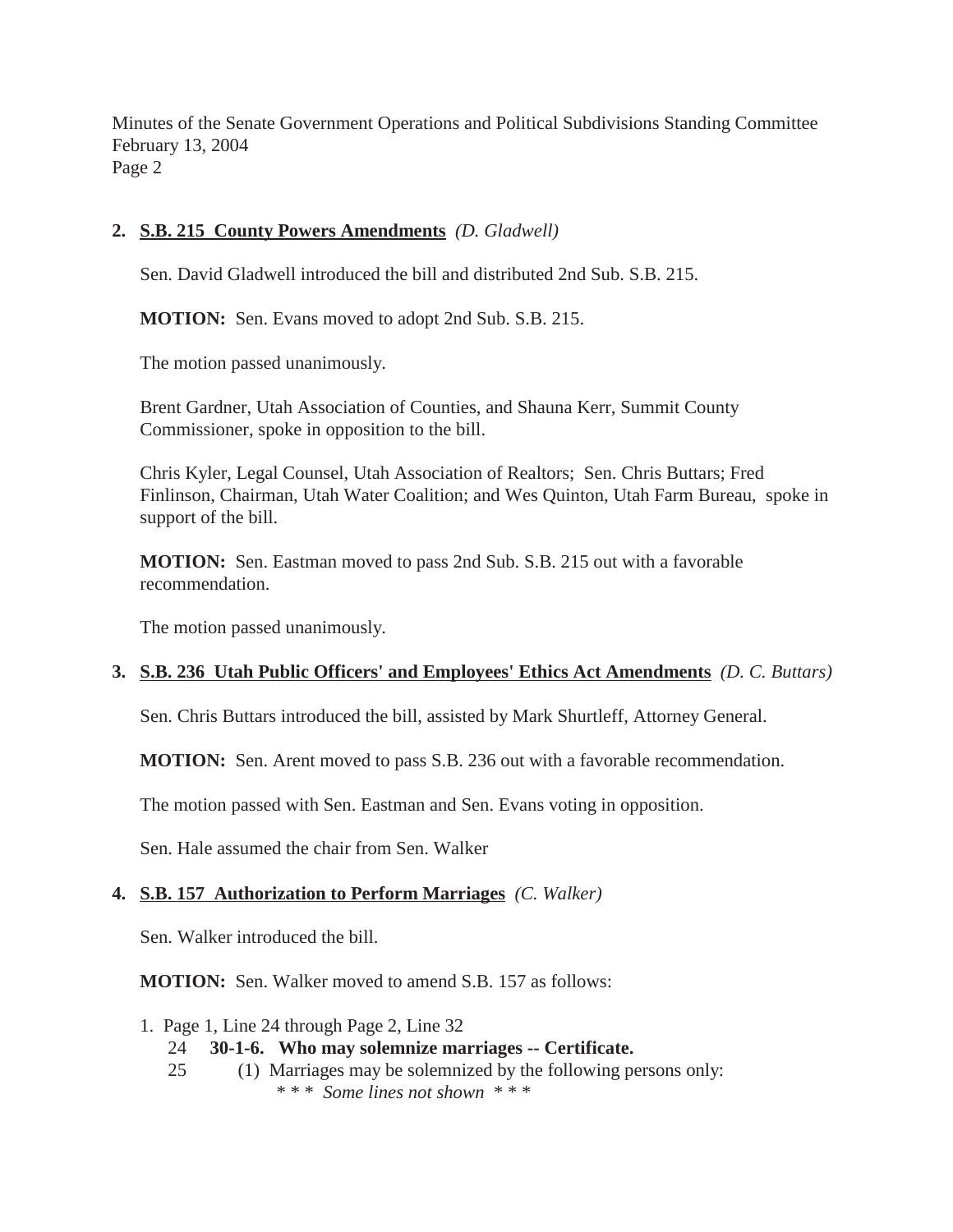**2. S.B. 215 County Powers Amendments** *(D. Gladwell)*

Sen. David Gladwell introduced the bill and distributed 2nd Sub. S.B. 215.

**MOTION:** Sen. Evans moved to adopt 2nd Sub. S.B. 215.

The motion passed unanimously.

Brent Gardner, Utah Association of Counties, and Shauna Kerr, Summit County Commissioner, spoke in opposition to the bill.

Chris Kyler, Legal Counsel, Utah Association of Realtors; Sen. Chris Buttars; Fred Finlinson, Chairman, Utah Water Coalition; and Wes Quinton, Utah Farm Bureau, spoke in support of the bill.

**MOTION:** Sen. Eastman moved to pass 2nd Sub. S.B. 215 out with a favorable recommendation.

The motion passed unanimously.

**3. S.B. 236 Utah Public Officers' and Employees' Ethics Act Amendments** *(D. C. Buttars)*

Sen. Chris Buttars introduced the bill, assisted by Mark Shurtleff, Attorney General.

**MOTION:** Sen. Arent moved to pass S.B. 236 out with a favorable recommendation.

The motion passed with Sen. Eastman and Sen. Evans voting in opposition.

Sen. Hale assumed the chair from Sen. Walker

**4. S.B. 157 Authorization to Perform Marriages** *(C. Walker)*

Sen. Walker introduced the bill.

**MOTION:** Sen. Walker moved to amend S.B. 157 as follows:

1. Page 1, Line 24 through Page 2, Line 32

    24 **30-1-6. Who may solemnize marriages -- Certificate.**

    25 (1) Marriages may be solemnized by the following persons only:

    \* \* \* *Some lines not shown* \* \* \*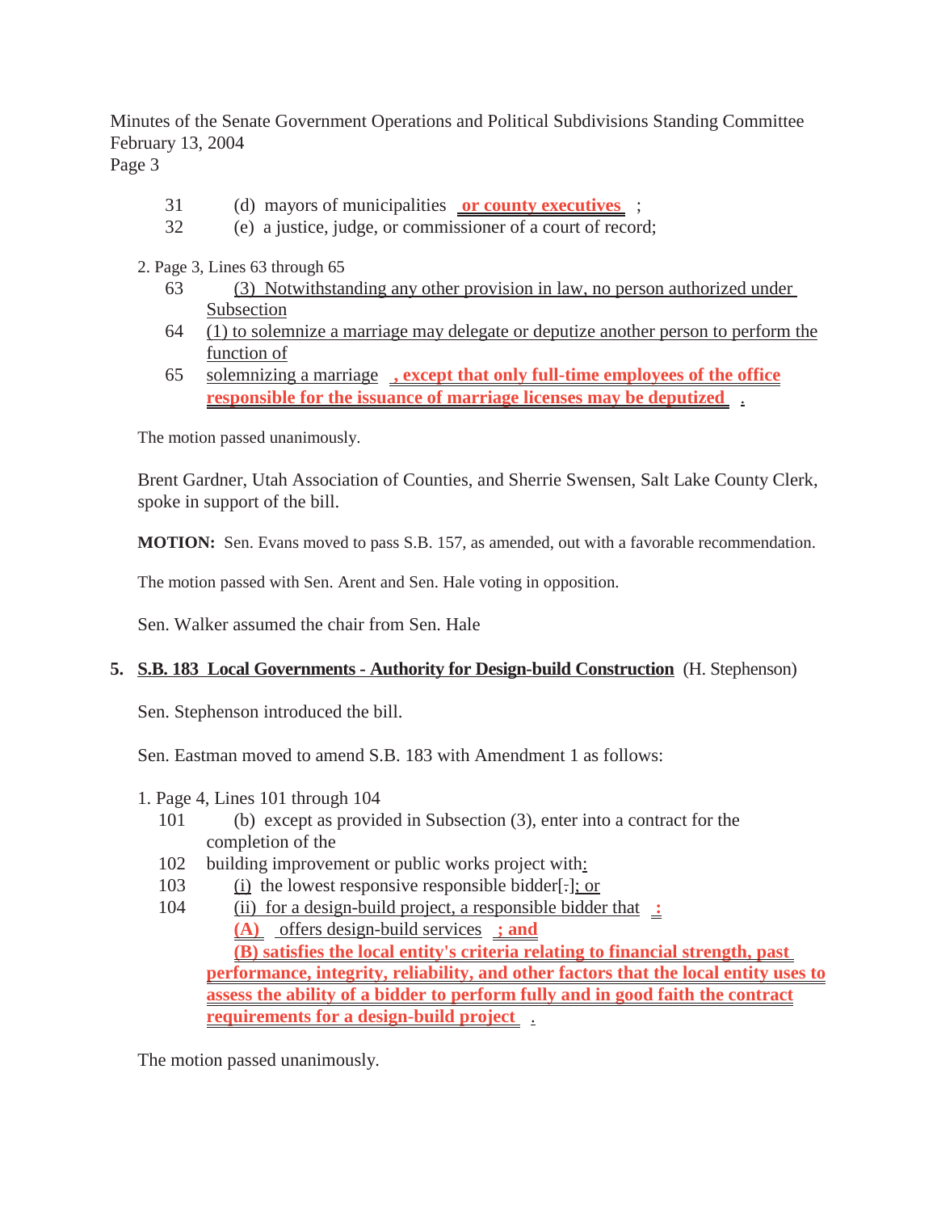31 (d) mayors of municipalities **or county executives** ;
32 (e) a justice, judge, or commissioner of a court of record;

2. Page 3, Lines 63 through 65

63 (3) Notwithstanding any other provision in law, no person authorized under Subsection
64 (1) to solemnize a marriage may delegate or deputize another person to perform the function of
65 solemnizing a marriage **, except that only full-time employees of the office responsible for the issuance of marriage licenses may be deputized** .

The motion passed unanimously.

Brent Gardner, Utah Association of Counties, and Sherrie Swensen, Salt Lake County Clerk, spoke in support of the bill.

**MOTION:** Sen. Evans moved to pass S.B. 157, as amended, out with a favorable recommendation.

The motion passed with Sen. Arent and Sen. Hale voting in opposition.

Sen. Walker assumed the chair from Sen. Hale

**5. S.B. 183 Local Governments - Authority for Design-build Construction** (H. Stephenson)

Sen. Stephenson introduced the bill.

Sen. Eastman moved to amend S.B. 183 with Amendment 1 as follows:

1. Page 4, Lines 101 through 104

101 (b) except as provided in Subsection (3), enter into a contract for the completion of the
102 building improvement or public works project with:
103 (i) the lowest responsive responsible bidder[.]; or
104 (ii) for a design-build project, a responsible bidder that **:**
**(A)** offers design-build services **; and**
**(B) satisfies the local entity's criteria relating to financial strength, past performance, integrity, reliability, and other factors that the local entity uses to assess the ability of a bidder to perform fully and in good faith the contract requirements for a design-build project** .

The motion passed unanimously.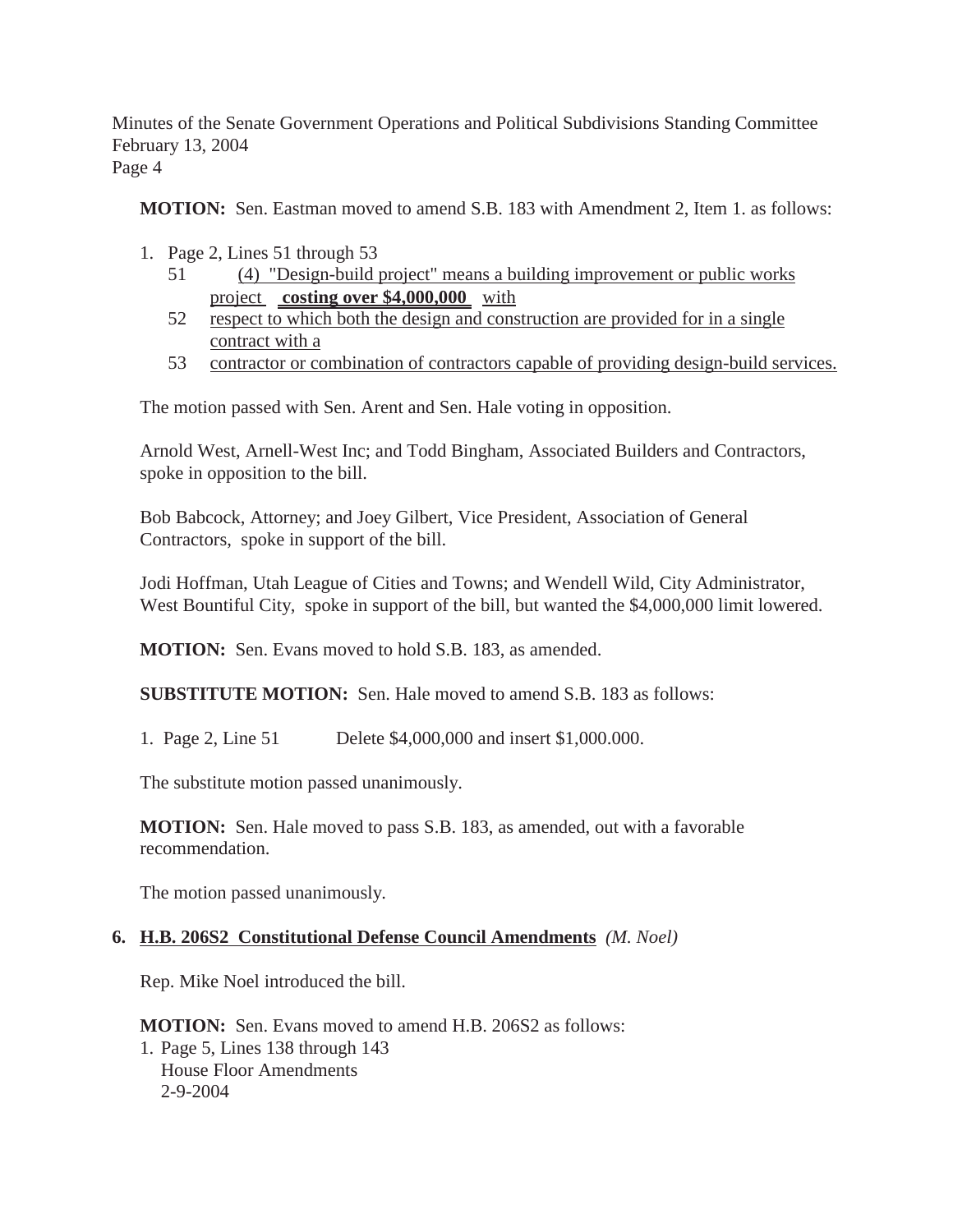**MOTION:** Sen. Eastman moved to amend S.B. 183 with Amendment 2, Item 1. as follows:

1. Page 2, Lines 51 through 53
   - 51 (4) "Design-build project" means a building improvement or public works project **costing over $4,000,000** with
   - 52 respect to which both the design and construction are provided for in a single contract with a
   - 53 contractor or combination of contractors capable of providing design-build services.

The motion passed with Sen. Arent and Sen. Hale voting in opposition.

Arnold West, Arnell-West Inc; and Todd Bingham, Associated Builders and Contractors, spoke in opposition to the bill.

Bob Babcock, Attorney; and Joey Gilbert, Vice President, Association of General Contractors, spoke in support of the bill.

Jodi Hoffman, Utah League of Cities and Towns; and Wendell Wild, City Administrator, West Bountiful City, spoke in support of the bill, but wanted the $4,000,000 limit lowered.

**MOTION:** Sen. Evans moved to hold S.B. 183, as amended.

**SUBSTITUTE MOTION:** Sen. Hale moved to amend S.B. 183 as follows:

1. Page 2, Line 51 Delete $4,000,000 and insert $1,000.000.

The substitute motion passed unanimously.

**MOTION:** Sen. Hale moved to pass S.B. 183, as amended, out with a favorable recommendation.

The motion passed unanimously.

## 6. H.B. 206S2 Constitutional Defense Council Amendments *(M. Noel)*

Rep. Mike Noel introduced the bill.

**MOTION:** Sen. Evans moved to amend H.B. 206S2 as follows:

1. Page 5, Lines 138 through 143
   House Floor Amendments
   2-9-2004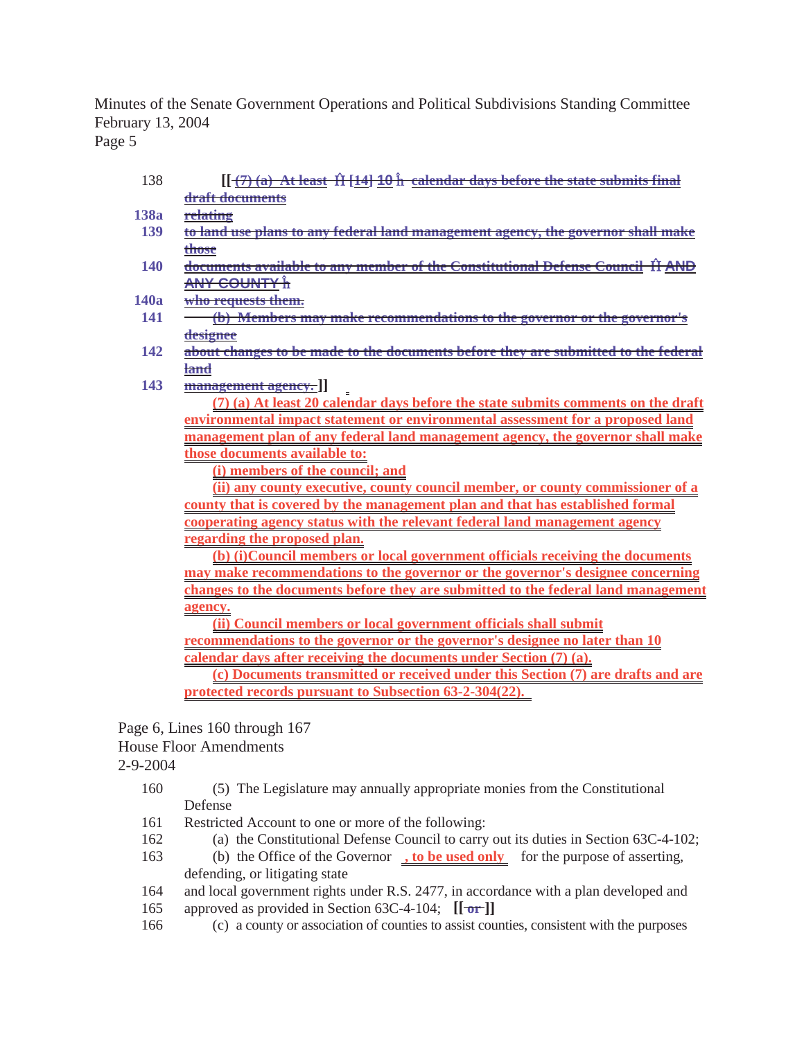138 [[ ~~(7) (a) At least Ĥ [14] 10 ĥ calendar days before the state submits final draft documents~~

138a ~~relating~~

139 ~~to land use plans to any federal land management agency, the governor shall make those~~

140 ~~documents available to any member of the Constitutional Defense Council Ĥ AND ANY COUNTY ĥ~~

140a ~~who requests them.~~

141 ~~(b) Members may make recommendations to the governor or the governor's designee~~

142 ~~about changes to be made to the documents before they are submitted to the federal land~~

143 ~~management agency.~~ ]]

(7) (a) At least 20 calendar days before the state submits comments on the draft environmental impact statement or environmental assessment for a proposed land management plan of any federal land management agency, the governor shall make those documents available to:

(i) members of the council; and

(ii) any county executive, county council member, or county commissioner of a county that is covered by the management plan and that has established formal cooperating agency status with the relevant federal land management agency regarding the proposed plan.

(b) (i)Council members or local government officials receiving the documents may make recommendations to the governor or the governor's designee concerning changes to the documents before they are submitted to the federal land management agency.

(ii) Council members or local government officials shall submit recommendations to the governor or the governor's designee no later than 10 calendar days after receiving the documents under Section (7) (a).

(c) Documents transmitted or received under this Section (7) are drafts and are protected records pursuant to Subsection 63-2-304(22).

Page 6, Lines 160 through 167
House Floor Amendments
2-9-2004

160 (5) The Legislature may annually appropriate monies from the Constitutional Defense

161 Restricted Account to one or more of the following:

162 (a) the Constitutional Defense Council to carry out its duties in Section 63C-4-102;

163 (b) the Office of the Governor , to be used only for the purpose of asserting, defending, or litigating state

164 and local government rights under R.S. 2477, in accordance with a plan developed and

165 approved as provided in Section 63C-4-104; [[ ~~or~~ ]]

166 (c) a county or association of counties to assist counties, consistent with the purposes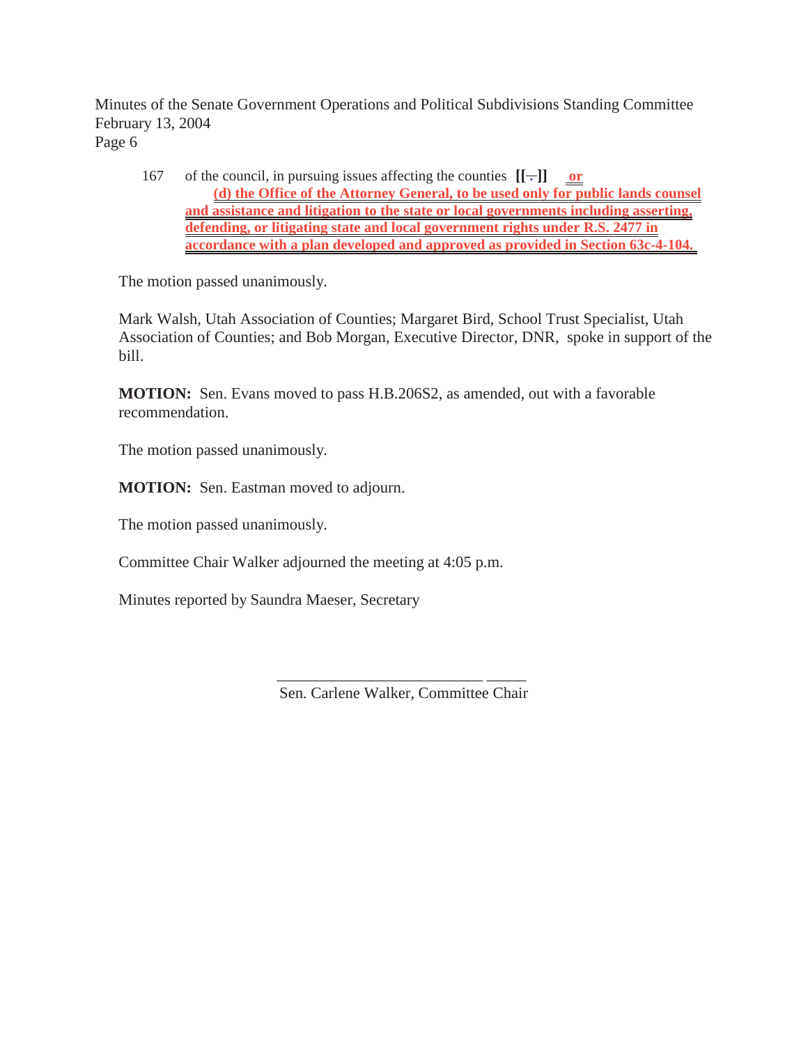167 of the council, in pursuing issues affecting the counties **[[.]]** **or**
**(d) the Office of the Attorney General, to be used only for public lands counsel and assistance and litigation to the state or local governments including asserting, defending, or litigating state and local government rights under R.S. 2477 in accordance with a plan developed and approved as provided in Section 63c-4-104.**

The motion passed unanimously.

Mark Walsh, Utah Association of Counties; Margaret Bird, School Trust Specialist, Utah Association of Counties; and Bob Morgan, Executive Director, DNR, spoke in support of the bill.

**MOTION:** Sen. Evans moved to pass H.B.206S2, as amended, out with a favorable recommendation.

The motion passed unanimously.

**MOTION:** Sen. Eastman moved to adjourn.

The motion passed unanimously.

Committee Chair Walker adjourned the meeting at 4:05 p.m.

Minutes reported by Saundra Maeser, Secretary

_______________________________

Sen. Carlene Walker, Committee Chair